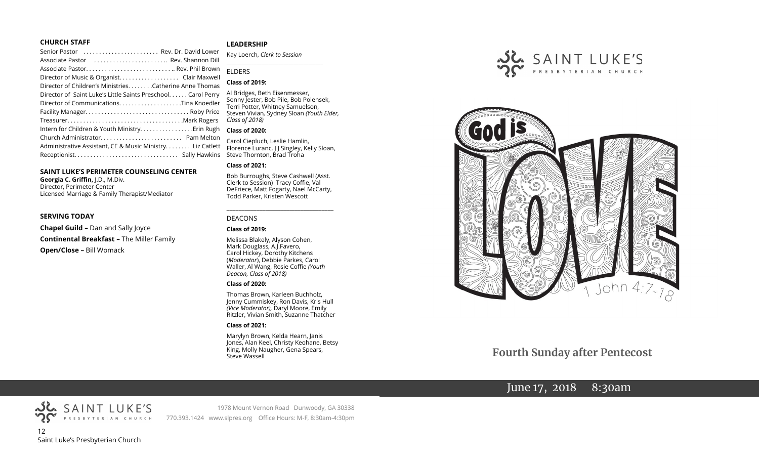### CHURCH STAFF

Senior Pastor . . . . . . . . . . . . . . . . . . . . . . . Rev. Dr. David Lower
Associate Pastor . . . . . . . . . . . . . . . . . . . . . .. Rev. Shannon Dill
Associate Pastor. . . . . . . . . . . . . . . . . . . . . . . . . . .. Rev. Phil Brown
Director of Music & Organist. . . . . . . . . . . . . . . . . . Clair Maxwell
Director of Children's Ministries. . . . . . . .Catherine Anne Thomas
Director of Saint Luke's Little Saints Preschool. . . . . . Carol Perry
Director of Communications. . . . . . . . . . . . . . . . . . .Tina Knoedler
Facility Manager. . . . . . . . . . . . . . . . . . . . . . . . . . . . . . . . Roby Price
Treasurer. . . . . . . . . . . . . . . . . . . . . . . . . . . . . . . . . . . .Mark Rogers
Intern for Children & Youth Ministry. . . . . . . . . . . . . . . .Erin Rugh
Church Administrator. . . . . . . . . . . . . . . . . . . . . . . . . Pam Melton
Administrative Assistant, CE & Music Ministry. . . . . . . . Liz Catlett
Receptionist. . . . . . . . . . . . . . . . . . . . . . . . . . . . . . . . Sally Hawkins

### SAINT LUKE'S PERIMETER COUNSELING CENTER

**Georgia C. Griffin,** J.D., M.Div.
Director, Perimeter Center
Licensed Marriage & Family Therapist/Mediator

### SERVING TODAY

**Chapel Guild –** Dan and Sally Joyce

**Continental Breakfast –** The Miller Family

**Open/Close –** Bill Womack

### LEADERSHIP

Kay Loerch, *Clerk to Session*

ELDERS

**Class of 2019:**

Al Bridges, Beth Eisenmesser, Sonny Jester, Bob Pile, Bob Polensek, Terri Potter, Whitney Samuelson, Steven Vivian, Sydney Sloan *(Youth Elder, Class of 2018)*

**Class of 2020:**

Carol Ciepluch, Leslie Hamlin, Florence Luranc, J J Singley, Kelly Sloan, Steve Thornton, Brad Troha

**Class of 2021:**

Bob Burroughs, Steve Cashwell (Asst. Clerk to Session) Tracy Coffie, Val DeFriece, Matt Fogarty, Nael McCarty, Todd Parker, Kristen Wescott

DEACONS

**Class of 2019:**

Melissa Blakely, Alyson Cohen, Mark Douglass, A.J.Favero, Carol Hickey, Dorothy Kitchens (*Moderator*), Debbie Parkes, Carol Waller, Al Wang, Rosie Coffie *(Youth Deacon, Class of 2018)*

**Class of 2020:**

Thomas Brown, Karleen Buchholz, Jenny Cummiskey, Ron Davis, Kris Hull *(Vice Moderator),* Daryl Moore, Emily Ritzler, Vivian Smith, Suzanne Thatcher

**Class of 2021:**

Marylyn Brown, Kelda Hearn, Janis Jones, Alan Keel, Christy Keohane, Betsy King, Molly Naugher, Gena Spears, Steve Wassell

SAINT LUKE'S PRESBYTERIAN CHURCH

1978 Mount Vernon Road Dunwoody, GA 30338
770.393.1424 www.slpres.org Office Hours: M-F, 8:30am-4:30pm

Saint Luke's Presbyterian Church

SAINT LUKE'S PRESBYTERIAN CHURCH

God is LOVE

1 John 4:7-18

## Fourth Sunday after Pentecost

June 17, 2018 8:30am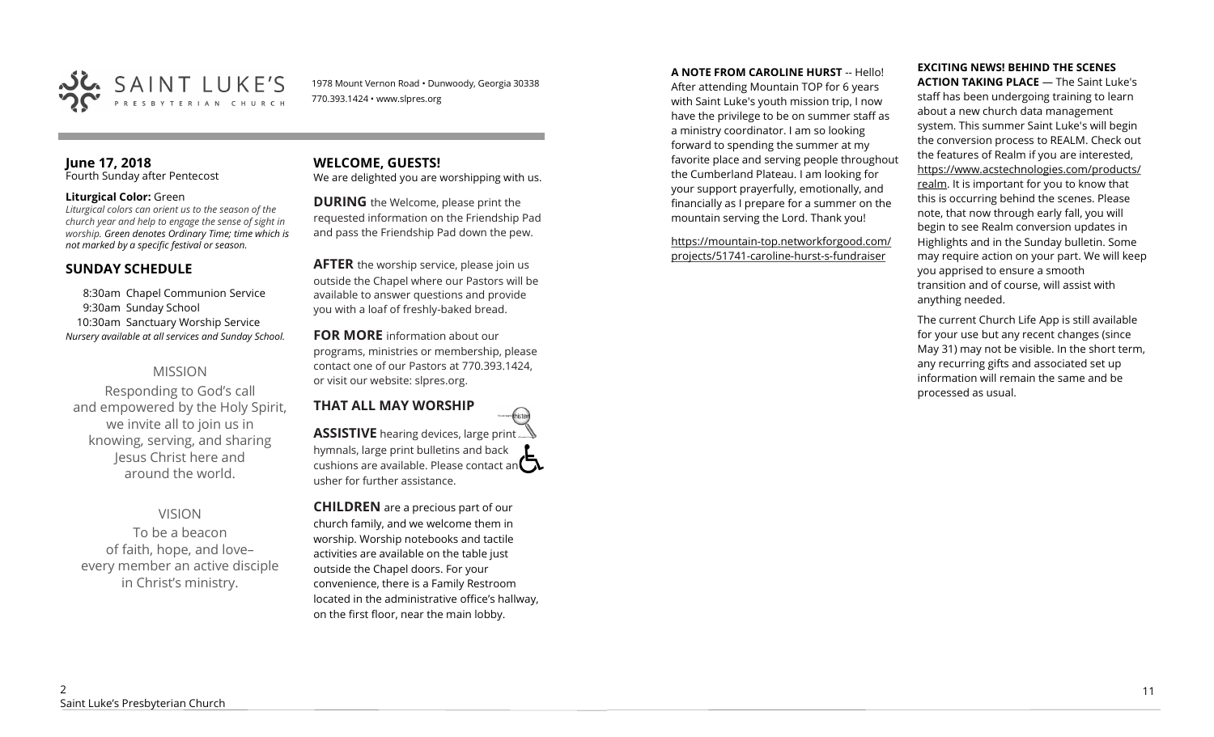SAINT LUKE'S PRESBYTERIAN CHURCH

1978 Mount Vernon Road • Dunwoody, Georgia 30338
770.393.1424 • www.slpres.org

**June 17, 2018**
Fourth Sunday after Pentecost

**Liturgical Color:** Green
*Liturgical colors can orient us to the season of the church year and help to engage the sense of sight in worship. Green denotes Ordinary Time; time which is not marked by a specific festival or season.*

## SUNDAY SCHEDULE

8:30am Chapel Communion Service
9:30am Sunday School
10:30am Sanctuary Worship Service
*Nursery available at all services and Sunday School.*

### MISSION

Responding to God's call
and empowered by the Holy Spirit,
we invite all to join us in
knowing, serving, and sharing
Jesus Christ here and
around the world.

### VISION

To be a beacon
of faith, hope, and love–
every member an active disciple
in Christ's ministry.

## WELCOME, GUESTS!

We are delighted you are worshipping with us.

**DURING** the Welcome, please print the requested information on the Friendship Pad and pass the Friendship Pad down the pew.

**AFTER** the worship service, please join us outside the Chapel where our Pastors will be available to answer questions and provide you with a loaf of freshly-baked bread.

**FOR MORE** information about our programs, ministries or membership, please contact one of our Pastors at 770.393.1424, or visit our website: slpres.org.

## THAT ALL MAY WORSHIP

**ASSISTIVE** hearing devices, large print hymnals, large print bulletins and back cushions are available. Please contact an usher for further assistance.

**CHILDREN** are a precious part of our church family, and we welcome them in worship. Worship notebooks and tactile activities are available on the table just outside the Chapel doors. For your convenience, there is a Family Restroom located in the administrative office's hallway, on the first floor, near the main lobby.

**A NOTE FROM CAROLINE HURST** -- Hello! After attending Mountain TOP for 6 years with Saint Luke's youth mission trip, I now have the privilege to be on summer staff as a ministry coordinator. I am so looking forward to spending the summer at my favorite place and serving people throughout the Cumberland Plateau. I am looking for your support prayerfully, emotionally, and financially as I prepare for a summer on the mountain serving the Lord. Thank you!

https://mountain-top.networkforgood.com/projects/51741-caroline-hurst-s-fundraiser

**EXCITING NEWS! BEHIND THE SCENES ACTION TAKING PLACE** — The Saint Luke's staff has been undergoing training to learn about a new church data management system. This summer Saint Luke's will begin the conversion process to REALM. Check out the features of Realm if you are interested, https://www.acstechnologies.com/products/realm. It is important for you to know that this is occurring behind the scenes. Please note, that now through early fall, you will begin to see Realm conversion updates in Highlights and in the Sunday bulletin. Some may require action on your part. We will keep you apprised to ensure a smooth transition and of course, will assist with anything needed.

The current Church Life App is still available for your use but any recent changes (since May 31) may not be visible. In the short term, any recurring gifts and associated set up information will remain the same and be processed as usual.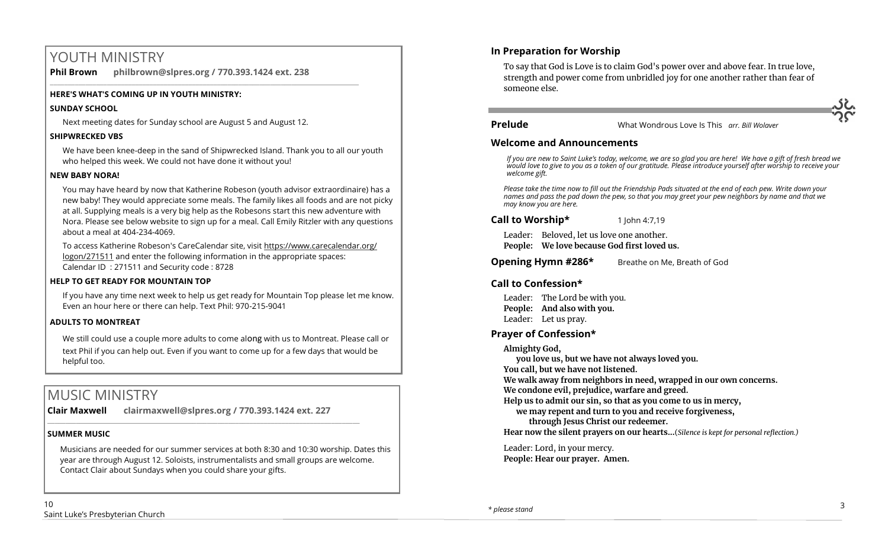# YOUTH MINISTRY

**Phil Brown philbrown@slpres.org / 770.393.1424 ext. 238**

**HERE'S WHAT'S COMING UP IN YOUTH MINISTRY:**

**SUNDAY SCHOOL**

Next meeting dates for Sunday school are August 5 and August 12.

**SHIPWRECKED VBS**

We have been knee-deep in the sand of Shipwrecked Island. Thank you to all our youth who helped this week. We could not have done it without you!

**NEW BABY NORA!**

You may have heard by now that Katherine Robeson (youth advisor extraordinaire) has a new baby! They would appreciate some meals. The family likes all foods and are not picky at all. Supplying meals is a very big help as the Robesons start this new adventure with Nora. Please see below website to sign up for a meal. Call Emily Ritzler with any questions about a meal at 404-234-4069.

To access Katherine Robeson's CareCalendar site, visit https://www.carecalendar.org/logon/271511 and enter the following information in the appropriate spaces:
Calendar ID : 271511 and Security code : 8728

**HELP TO GET READY FOR MOUNTAIN TOP**

If you have any time next week to help us get ready for Mountain Top please let me know. Even an hour here or there can help. Text Phil: 970-215-9041

**ADULTS TO MONTREAT**

We still could use a couple more adults to come along with us to Montreat. Please call or text Phil if you can help out. Even if you want to come up for a few days that would be helpful too.

# MUSIC MINISTRY

**Clair Maxwell clairmaxwell@slpres.org / 770.393.1424 ext. 227**

**SUMMER MUSIC**

Musicians are needed for our summer services at both 8:30 and 10:30 worship. Dates this year are through August 12. Soloists, instrumentalists and small groups are welcome. Contact Clair about Sundays when you could share your gifts.

## In Preparation for Worship

To say that God is Love is to claim God's power over and above fear. In true love, strength and power come from unbridled joy for one another rather than fear of someone else.

**Prelude** What Wondrous Love Is This *arr. Bill Wolaver*

## Welcome and Announcements

*If you are new to Saint Luke's today, welcome, we are so glad you are here! We have a gift of fresh bread we would love to give to you as a token of our gratitude. Please introduce yourself after worship to receive your welcome gift.*

*Please take the time now to fill out the Friendship Pads situated at the end of each pew. Write down your names and pass the pad down the pew, so that you may greet your pew neighbors by name and that we may know you are here.*

**Call to Worship*** 1 John 4:7,19

Leader: Beloved, let us love one another.
**People: We love because God first loved us.**

**Opening Hymn #286*** Breathe on Me, Breath of God

## Call to Confession*

Leader: The Lord be with you.
**People: And also with you.**
Leader: Let us pray.

## Prayer of Confession*

**Almighty God,**
**you love us, but we have not always loved you.**
**You call, but we have not listened.**
**We walk away from neighbors in need, wrapped in our own concerns.**
**We condone evil, prejudice, warfare and greed.**
**Help us to admit our sin, so that as you come to us in mercy,**
**we may repent and turn to you and receive forgiveness,**
**through Jesus Christ our redeemer.**
**Hear now the silent prayers on our hearts...**(*Silence is kept for personal reflection.)*

Leader: Lord, in your mercy.
**People: Hear our prayer. Amen.**

*\* please stand*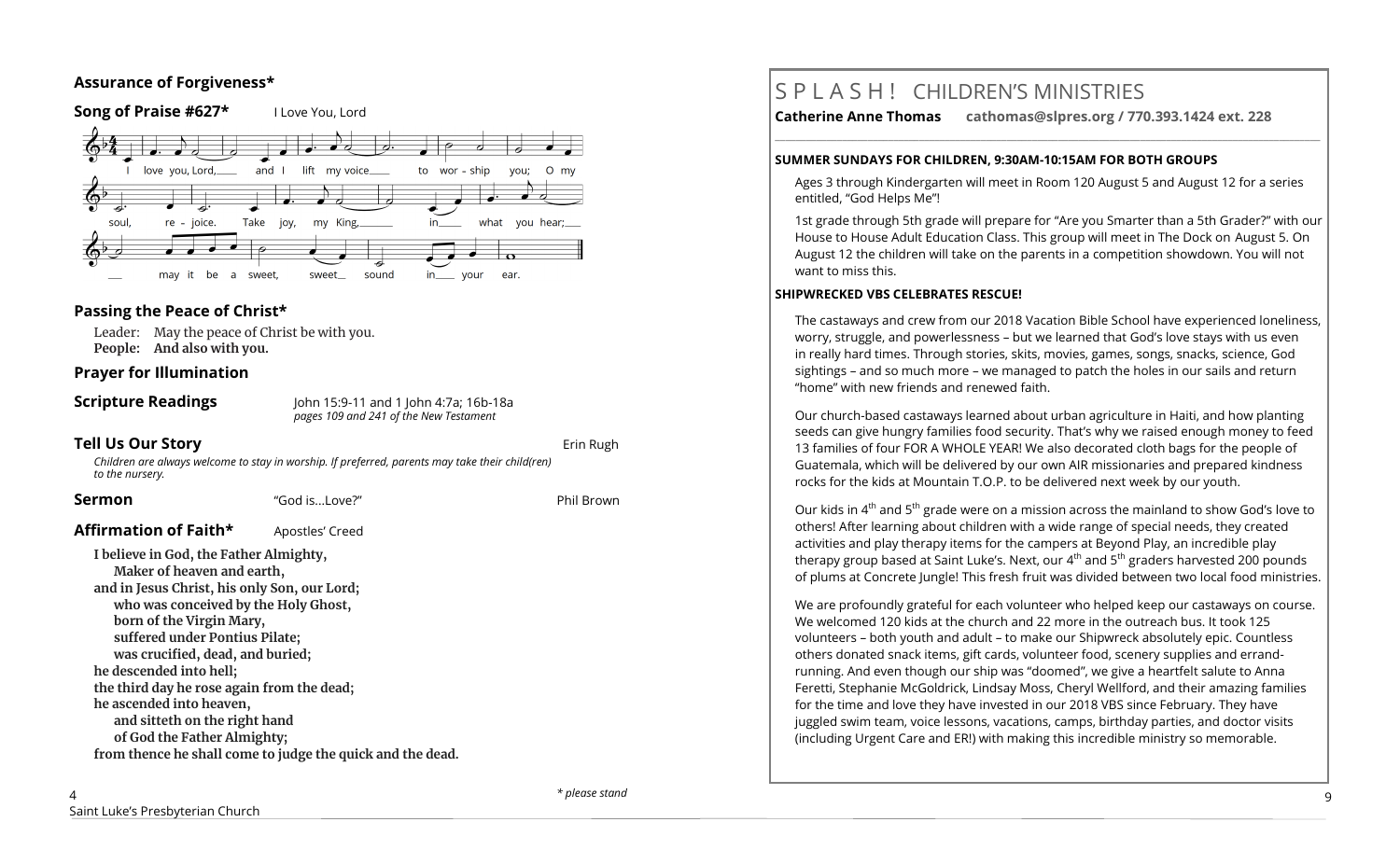**Assurance of Forgiveness***

**Song of Praise #627*** I Love You, Lord

I love you, Lord, and I lift my voice to worship you; O my soul, re-joice. Take joy, my King, in what you hear; may it be a sweet, sweet sound in your ear.

**Passing the Peace of Christ***

Leader: May the peace of Christ be with you.
**People: And also with you.**

**Prayer for Illumination**

**Scripture Readings** John 15:9-11 and 1 John 4:7a; 16b-18a
*pages 109 and 241 of the New Testament*

**Tell Us Our Story** Erin Rugh

*Children are always welcome to stay in worship. If preferred, parents may take their child(ren) to the nursery.*

**Sermon** "God is…Love?" Phil Brown

**Affirmation of Faith*** Apostles' Creed

**I believe in God, the Father Almighty,**
**Maker of heaven and earth,**
**and in Jesus Christ, his only Son, our Lord;**
**who was conceived by the Holy Ghost,**
**born of the Virgin Mary,**
**suffered under Pontius Pilate;**
**was crucified, dead, and buried;**
**he descended into hell;**
**the third day he rose again from the dead;**
**he ascended into heaven,**
**and sitteth on the right hand**
**of God the Father Almighty;**
**from thence he shall come to judge the quick and the dead.**

*\* please stand*

# SPLASH! CHILDREN'S MINISTRIES

**Catherine Anne Thomas cathomas@slpres.org / 770.393.1424 ext. 228**

**SUMMER SUNDAYS FOR CHILDREN, 9:30AM-10:15AM FOR BOTH GROUPS**

Ages 3 through Kindergarten will meet in Room 120 August 5 and August 12 for a series entitled, "God Helps Me"!

1st grade through 5th grade will prepare for "Are you Smarter than a 5th Grader?" with our House to House Adult Education Class. This group will meet in The Dock on August 5. On August 12 the children will take on the parents in a competition showdown. You will not want to miss this.

**SHIPWRECKED VBS CELEBRATES RESCUE!**

The castaways and crew from our 2018 Vacation Bible School have experienced loneliness, worry, struggle, and powerlessness – but we learned that God's love stays with us even in really hard times. Through stories, skits, movies, games, songs, snacks, science, God sightings – and so much more – we managed to patch the holes in our sails and return "home" with new friends and renewed faith.

Our church-based castaways learned about urban agriculture in Haiti, and how planting seeds can give hungry families food security. That's why we raised enough money to feed 13 families of four FOR A WHOLE YEAR! We also decorated cloth bags for the people of Guatemala, which will be delivered by our own AIR missionaries and prepared kindness rocks for the kids at Mountain T.O.P. to be delivered next week by our youth.

Our kids in 4th and 5th grade were on a mission across the mainland to show God's love to others! After learning about children with a wide range of special needs, they created activities and play therapy items for the campers at Beyond Play, an incredible play therapy group based at Saint Luke's. Next, our 4th and 5th graders harvested 200 pounds of plums at Concrete Jungle! This fresh fruit was divided between two local food ministries.

We are profoundly grateful for each volunteer who helped keep our castaways on course. We welcomed 120 kids at the church and 22 more in the outreach bus. It took 125 volunteers – both youth and adult – to make our Shipwreck absolutely epic. Countless others donated snack items, gift cards, volunteer food, scenery supplies and errand-running. And even though our ship was "doomed", we give a heartfelt salute to Anna Feretti, Stephanie McGoldrick, Lindsay Moss, Cheryl Wellford, and their amazing families for the time and love they have invested in our 2018 VBS since February. They have juggled swim team, voice lessons, vacations, camps, birthday parties, and doctor visits (including Urgent Care and ER!) with making this incredible ministry so memorable.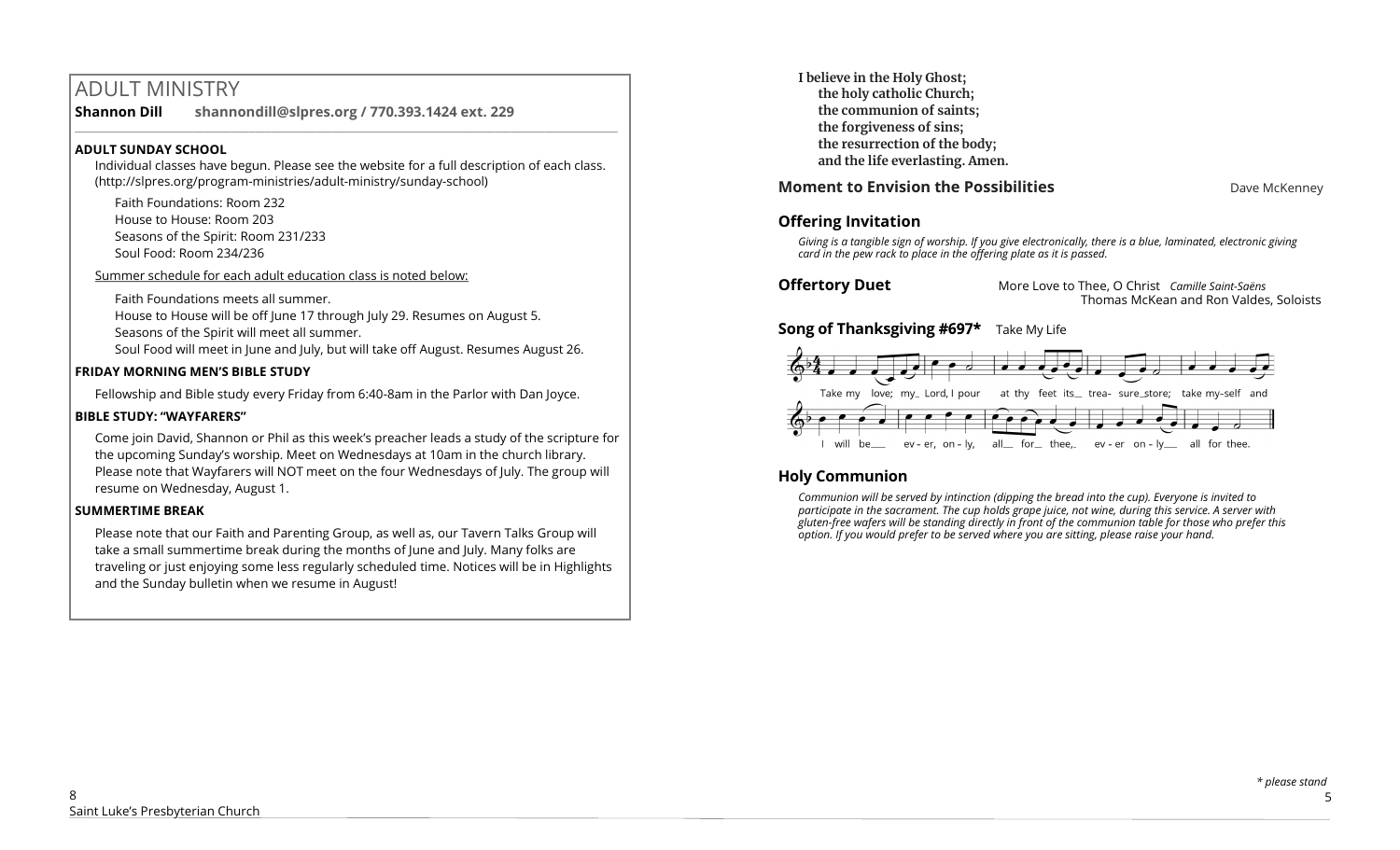# ADULT MINISTRY

**Shannon Dill** **shannondill@slpres.org / 770.393.1424 ext. 229**

**ADULT SUNDAY SCHOOL**

Individual classes have begun. Please see the website for a full description of each class. (http://slpres.org/program-ministries/adult-ministry/sunday-school)

Faith Foundations: Room 232
House to House: Room 203
Seasons of the Spirit: Room 231/233
Soul Food: Room 234/236

Summer schedule for each adult education class is noted below:

Faith Foundations meets all summer.
House to House will be off June 17 through July 29. Resumes on August 5.
Seasons of the Spirit will meet all summer.
Soul Food will meet in June and July, but will take off August. Resumes August 26.

**FRIDAY MORNING MEN'S BIBLE STUDY**

Fellowship and Bible study every Friday from 6:40-8am in the Parlor with Dan Joyce.

**BIBLE STUDY: "WAYFARERS"**

Come join David, Shannon or Phil as this week's preacher leads a study of the scripture for the upcoming Sunday's worship. Meet on Wednesdays at 10am in the church library. Please note that Wayfarers will NOT meet on the four Wednesdays of July. The group will resume on Wednesday, August 1.

**SUMMERTIME BREAK**

Please note that our Faith and Parenting Group, as well as, our Tavern Talks Group will take a small summertime break during the months of June and July. Many folks are traveling or just enjoying some less regularly scheduled time. Notices will be in Highlights and the Sunday bulletin when we resume in August!

**I believe in the Holy Ghost;
the holy catholic Church;
the communion of saints;
the forgiveness of sins;
the resurrection of the body;
and the life everlasting. Amen.**

**Moment to Envision the Possibilities** Dave McKenney

**Offering Invitation**

*Giving is a tangible sign of worship. If you give electronically, there is a blue, laminated, electronic giving card in the pew rack to place in the offering plate as it is passed.*

**Offertory Duet** More Love to Thee, O Christ *Camille Saint-Saëns*
Thomas McKean and Ron Valdes, Soloists

**Song of Thanksgiving #697*** Take My Life

Take my love; my Lord, I pour at thy feet its treasure store; take myself and I will be ever, only, all for thee, ever only all for thee.

**Holy Communion**

*Communion will be served by intinction (dipping the bread into the cup). Everyone is invited to participate in the sacrament. The cup holds grape juice, not wine, during this service. A server with gluten-free wafers will be standing directly in front of the communion table for those who prefer this option. If you would prefer to be served where you are sitting, please raise your hand.*

*\* please stand*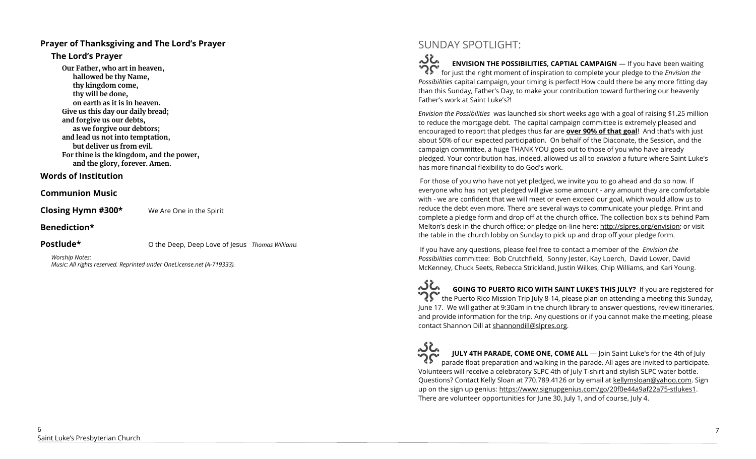## Prayer of Thanksgiving and The Lord's Prayer

### The Lord's Prayer

**Our Father, who art in heaven,**
**hallowed be thy Name,**
**thy kingdom come,**
**thy will be done,**
**on earth as it is in heaven.**
**Give us this day our daily bread;**
**and forgive us our debts,**
**as we forgive our debtors;**
**and lead us not into temptation,**
**but deliver us from evil.**
**For thine is the kingdom, and the power,**
**and the glory, forever. Amen.**

### Words of Institution

### Communion Music

**Closing Hymn #300*** We Are One in the Spirit

### Benediction*

**Postlude*** O the Deep, Deep Love of Jesus *Thomas Williams*

*Worship Notes:*
*Music: All rights reserved. Reprinted under OneLicense.net (A-719333).*

# SUNDAY SPOTLIGHT:

**ENVISION THE POSSIBILITIES, CAPTIAL CAMPAIGN** — If you have been waiting for just the right moment of inspiration to complete your pledge to the *Envision the Possibilities* capital campaign, your timing is perfect! How could there be any more fitting day than this Sunday, Father's Day, to make your contribution toward furthering our heavenly Father's work at Saint Luke's?!

*Envision the Possibilities* was launched six short weeks ago with a goal of raising $1.25 million to reduce the mortgage debt. The capital campaign committee is extremely pleased and encouraged to report that pledges thus far are **over 90% of that goal**! And that's with just about 50% of our expected participation. On behalf of the Diaconate, the Session, and the campaign committee, a huge THANK YOU goes out to those of you who have already pledged. Your contribution has, indeed, allowed us all to *envision* a future where Saint Luke's has more financial flexibility to do God's work.

For those of you who have not yet pledged, we invite you to go ahead and do so now. If everyone who has not yet pledged will give some amount - any amount they are comfortable with - we are confident that we will meet or even exceed our goal, which would allow us to reduce the debt even more. There are several ways to communicate your pledge. Print and complete a pledge form and drop off at the church office. The collection box sits behind Pam Melton's desk in the church office; or pledge on-line here: http://slpres.org/envision; or visit the table in the church lobby on Sunday to pick up and drop off your pledge form.

If you have any questions, please feel free to contact a member of the *Envision the Possibilities* committee: Bob Crutchfield, Sonny Jester, Kay Loerch, David Lower, David McKenney, Chuck Seets, Rebecca Strickland, Justin Wilkes, Chip Williams, and Kari Young.

**GOING TO PUERTO RICO WITH SAINT LUKE'S THIS JULY?** If you are registered for the Puerto Rico Mission Trip July 8-14, please plan on attending a meeting this Sunday, June 17. We will gather at 9:30am in the church library to answer questions, review itineraries, and provide information for the trip. Any questions or if you cannot make the meeting, please contact Shannon Dill at shannondill@slpres.org.

**JULY 4TH PARADE, COME ONE, COME ALL** — Join Saint Luke's for the 4th of July parade float preparation and walking in the parade. All ages are invited to participate. Volunteers will receive a celebratory SLPC 4th of July T-shirt and stylish SLPC water bottle. Questions? Contact Kelly Sloan at 770.789.4126 or by email at kellymsloan@yahoo.com. Sign up on the sign up genius: https://www.signupgenius.com/go/20f0e44a9af22a75-stlukes1. There are volunteer opportunities for June 30, July 1, and of course, July 4.